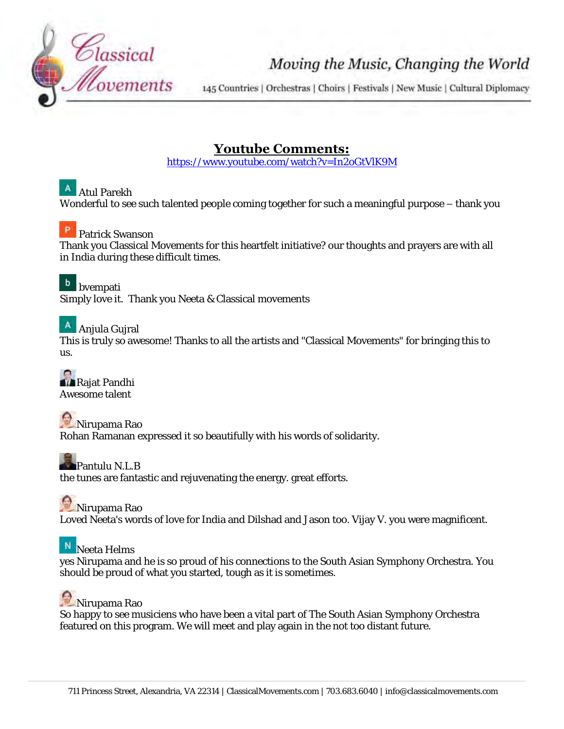## Youtube Comments:

https://www.youtube.com/watch?v=In2oGtVlK9M

Atul Parekh
Wonderful to see such talented people coming together for such a meaningful purpose – thank you

Patrick Swanson
Thank you Classical Movements for this heartfelt initiative? our thoughts and prayers are with all in India during these difficult times.

bvempati
Simply love it.  Thank you Neeta & Classical movements

Anjula Gujral
This is truly so awesome! Thanks to all the artists and "Classical Movements" for bringing this to us.

Rajat Pandhi
Awesome talent

Nirupama Rao
Rohan Ramanan expressed it so beautifully with his words of solidarity.

Pantulu N.L.B
the tunes are fantastic and rejuvenating the energy. great efforts.

Nirupama Rao
Loved Neeta's words of love for India and Dilshad and Jason too. Vijay V. you were magnificent.

Neeta Helms
yes Nirupama and he is so proud of his connections to the South Asian Symphony Orchestra. You should be proud of what you started, tough as it is sometimes.

Nirupama Rao
So happy to see musiciens who have been a vital part of The South Asian Symphony Orchestra featured on this program. We will meet and play again in the not too distant future.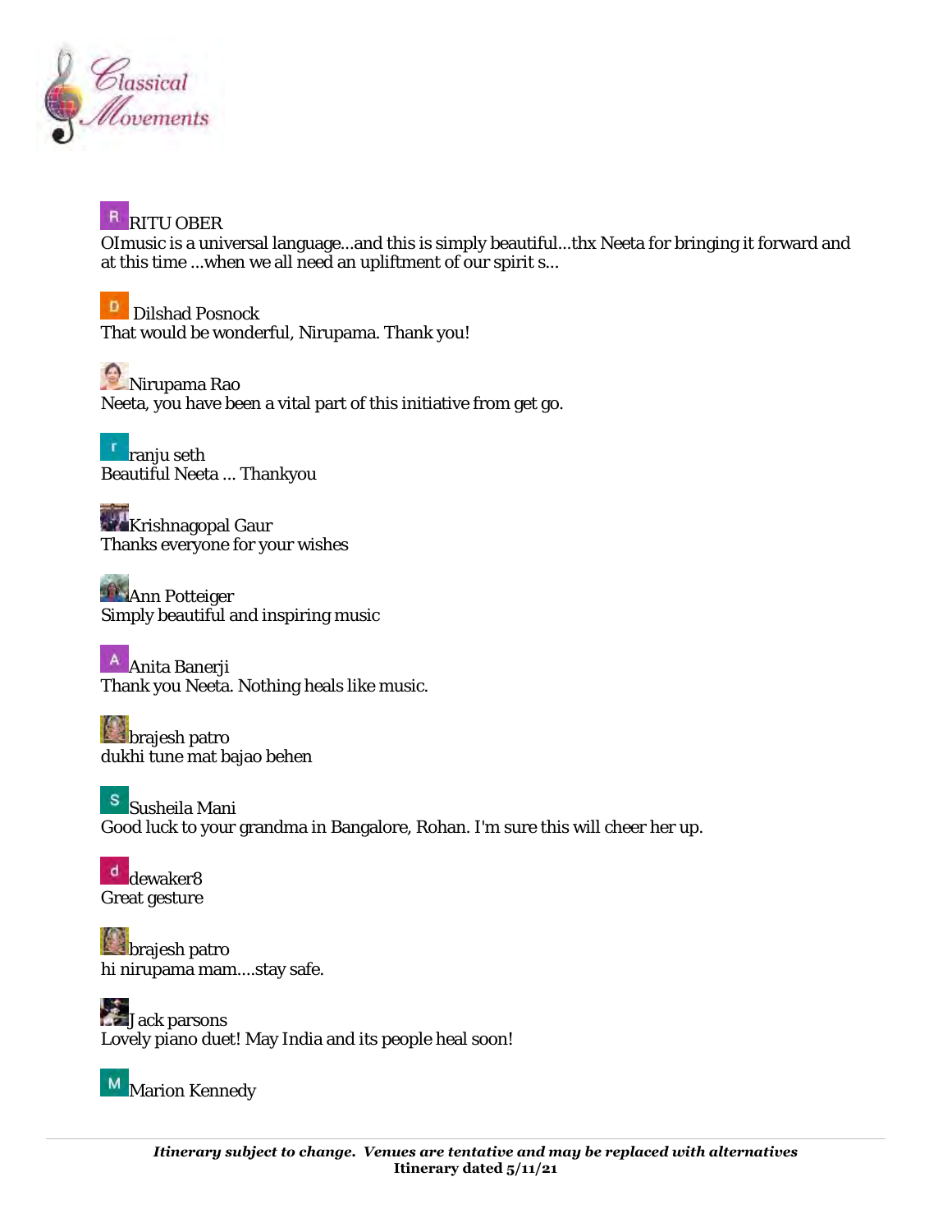RITU OBER
OImusic is a universal language...and this is simply beautiful...thx Neeta for bringing it forward and at this time ...when we all need an upliftment of our spirit s...

Dilshad Posnock
That would be wonderful, Nirupama. Thank you!

Nirupama Rao
Neeta, you have been a vital part of this initiative from get go.

ranju seth
Beautiful Neeta ... Thankyou

Krishnagopal Gaur
Thanks everyone for your wishes

Ann Potteiger
Simply beautiful and inspiring music

Anita Banerji
Thank you Neeta. Nothing heals like music.

brajesh patro
dukhi tune mat bajao behen

Susheila Mani
Good luck to your grandma in Bangalore, Rohan. I'm sure this will cheer her up.

dewaker8
Great gesture

brajesh patro
hi nirupama mam....stay safe.

Jack parsons
Lovely piano duet! May India and its people heal soon!

Marion Kennedy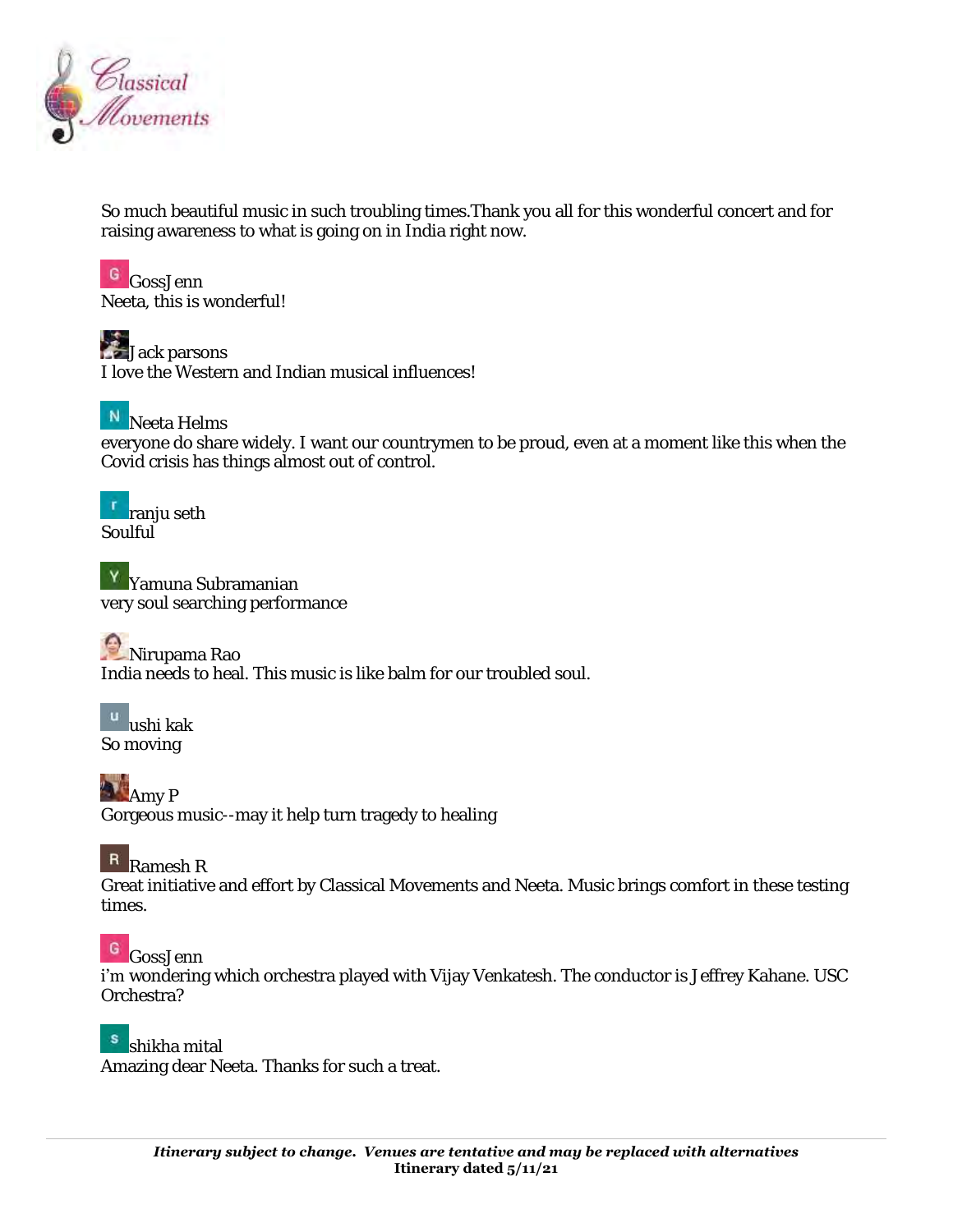So much beautiful music in such troubling times.Thank you all for this wonderful concert and for raising awareness to what is going on in India right now.

GossJenn
Neeta, this is wonderful!

Jack parsons
I love the Western and Indian musical influences!

Neeta Helms
everyone do share widely. I want our countrymen to be proud, even at a moment like this when the Covid crisis has things almost out of control.

ranju seth
Soulful

Yamuna Subramanian
very soul searching performance

Nirupama Rao
India needs to heal. This music is like balm for our troubled soul.

ushi kak
So moving

Amy P
Gorgeous music--may it help turn tragedy to healing

Ramesh R
Great initiative and effort by Classical Movements and Neeta. Music brings comfort in these testing times.

GossJenn
i'm wondering which orchestra played with Vijay Venkatesh. The conductor is Jeffrey Kahane. USC Orchestra?

shikha mital
Amazing dear Neeta. Thanks for such a treat.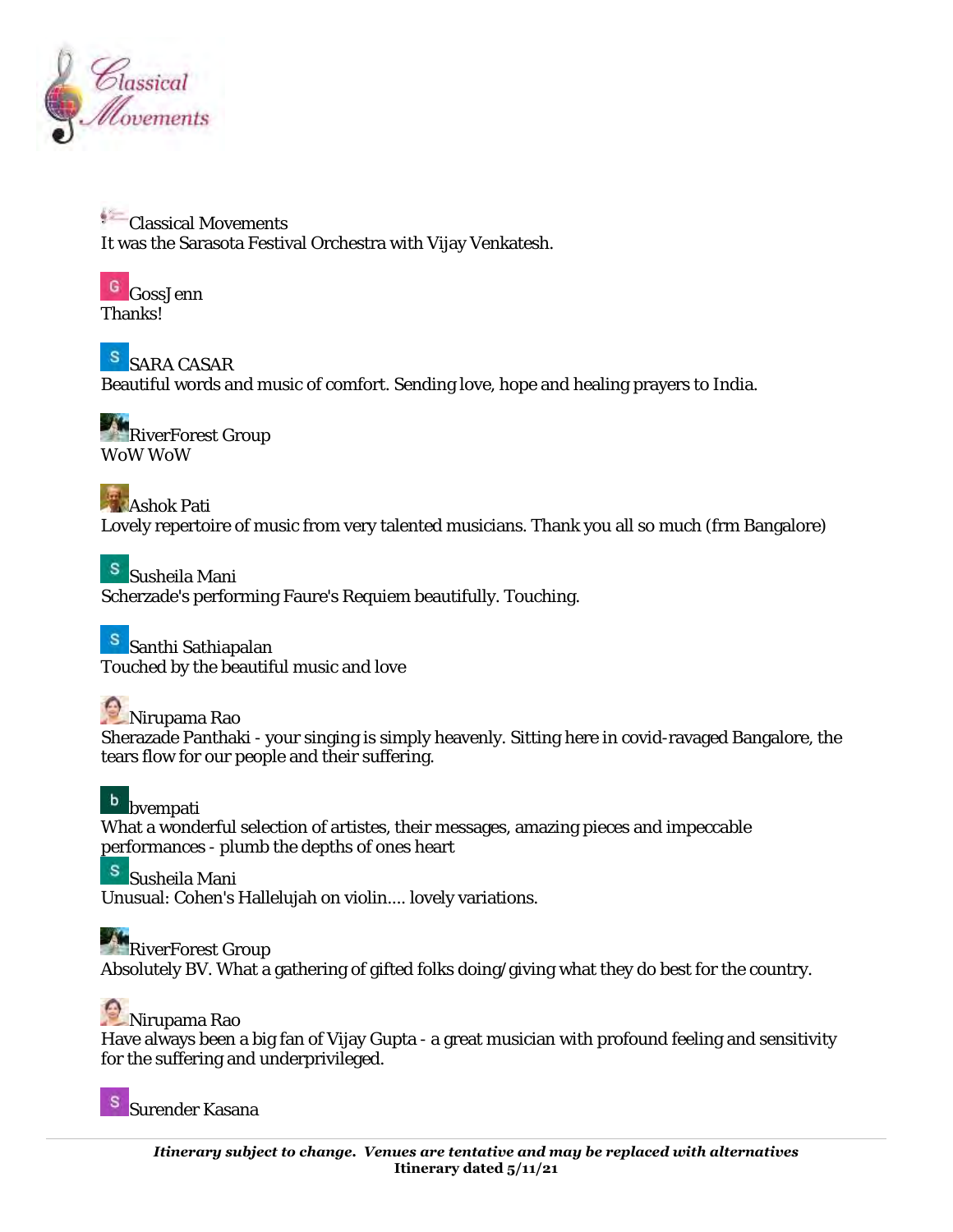Classical Movements
It was the Sarasota Festival Orchestra with Vijay Venkatesh.

GossJenn
Thanks!

SARA CASAR
Beautiful words and music of comfort. Sending love, hope and healing prayers to India.

RiverForest Group
WoW WoW

Ashok Pati
Lovely repertoire of music from very talented musicians. Thank you all so much (frm Bangalore)

Susheila Mani
Scherzade's performing Faure's Requiem beautifully. Touching.

Santhi Sathiapalan
Touched by the beautiful music and love

Nirupama Rao
Sherazade Panthaki - your singing is simply heavenly. Sitting here in covid-ravaged Bangalore, the tears flow for our people and their suffering.

bvempati
What a wonderful selection of artistes, their messages, amazing pieces and impeccable performances - plumb the depths of ones heart

Susheila Mani
Unusual: Cohen's Hallelujah on violin.... lovely variations.

RiverForest Group
Absolutely BV. What a gathering of gifted folks doing/giving what they do best for the country.

Nirupama Rao
Have always been a big fan of Vijay Gupta - a great musician with profound feeling and sensitivity for the suffering and underprivileged.

Surender Kasana

*Itinerary subject to change. Venues are tentative and may be replaced with alternatives*
**Itinerary dated 5/11/21**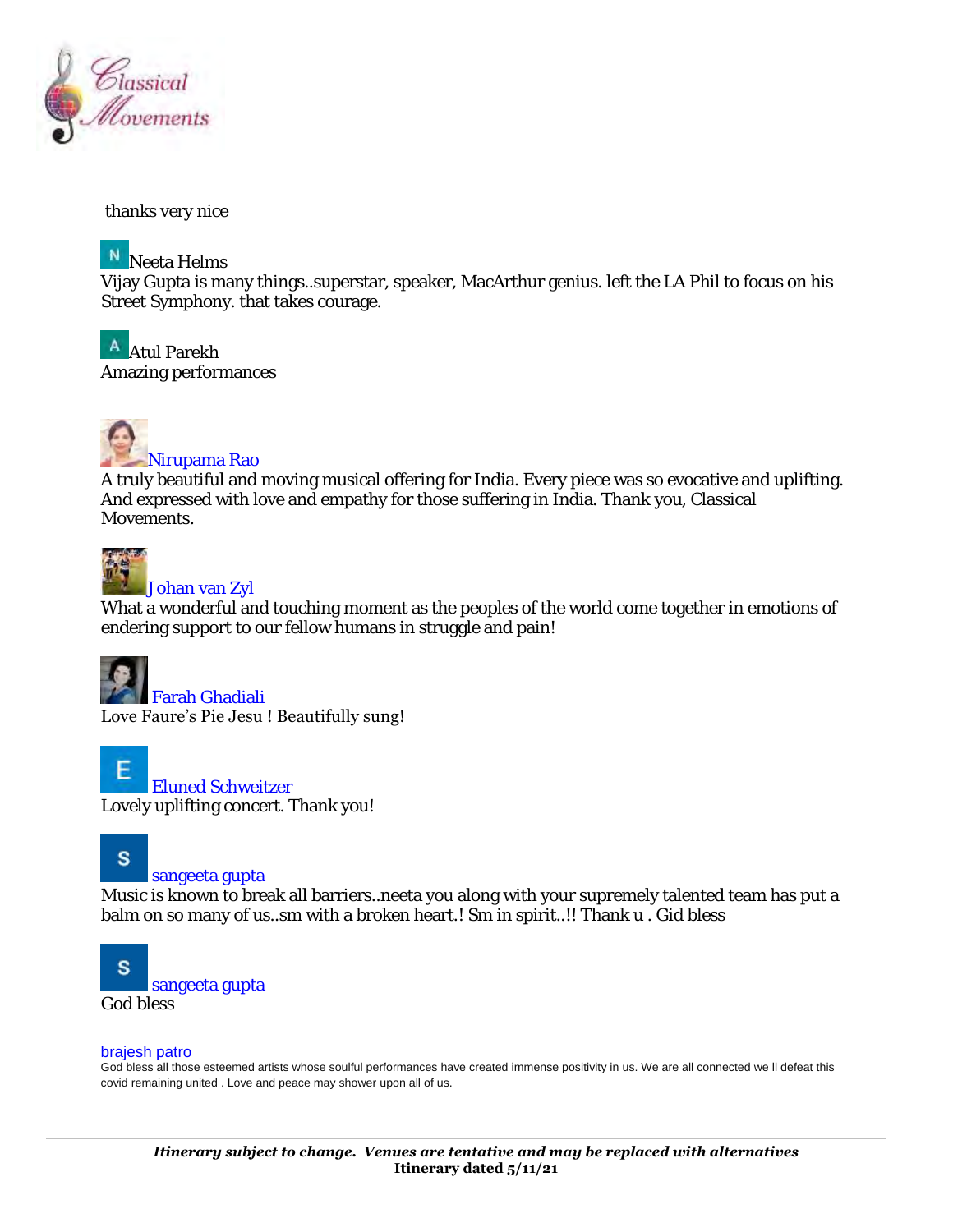thanks very nice

N Neeta Helms
Vijay Gupta is many things..superstar, speaker, MacArthur genius. left the LA Phil to focus on his Street Symphony. that takes courage.

A Atul Parekh
Amazing performances

Nirupama Rao
A truly beautiful and moving musical offering for India. Every piece was so evocative and uplifting. And expressed with love and empathy for those suffering in India. Thank you, Classical Movements.

Johan van Zyl
What a wonderful and touching moment as the peoples of the world come together in emotions of endering support to our fellow humans in struggle and pain!

Farah Ghadiali
Love Faure's Pie Jesu ! Beautifully sung!

E Eluned Schweitzer
Lovely uplifting concert. Thank you!

S sangeeta gupta
Music is known to break all barriers..neeta you along with your supremely talented team has put a balm on so many of us..sm with a broken heart.! Sm in spirit..!! Thank u . Gid bless

S sangeeta gupta
God bless

brajesh patro
God bless all those esteemed artists whose soulful performances have created immense positivity in us. We are all connected we ll defeat this covid remaining united . Love and peace may shower upon all of us.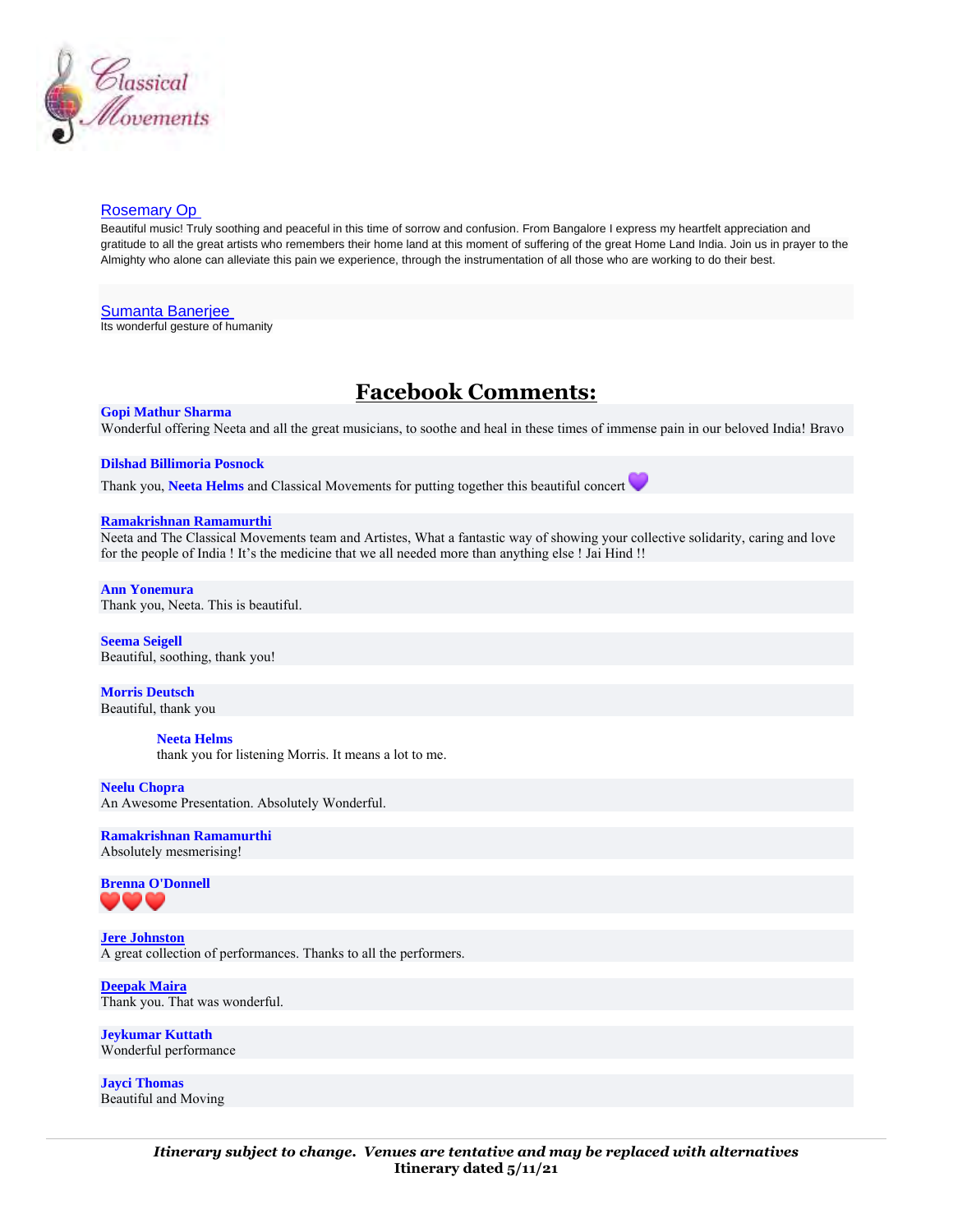Rosemary Op

Beautiful music! Truly soothing and peaceful in this time of sorrow and confusion. From Bangalore I express my heartfelt appreciation and gratitude to all the great artists who remembers their home land at this moment of suffering of the great Home Land India. Join us in prayer to the Almighty who alone can alleviate this pain we experience, through the instrumentation of all those who are working to do their best.

Sumanta Banerjee

Its wonderful gesture of humanity

## Facebook Comments:

**Gopi Mathur Sharma**
Wonderful offering Neeta and all the great musicians, to soothe and heal in these times of immense pain in our beloved India! Bravo

**Dilshad Billimoria Posnock**
Thank you, **Neeta Helms** and Classical Movements for putting together this beautiful concert 💜

**Ramakrishnan Ramamurthi**
Neeta and The Classical Movements team and Artistes, What a fantastic way of showing your collective solidarity, caring and love for the people of India ! It's the medicine that we all needed more than anything else ! Jai Hind !!

**Ann Yonemura**
Thank you, Neeta. This is beautiful.

**Seema Seigell**
Beautiful, soothing, thank you!

**Morris Deutsch**
Beautiful, thank you

> **Neeta Helms**
> thank you for listening Morris. It means a lot to me.

**Neelu Chopra**
An Awesome Presentation. Absolutely Wonderful.

**Ramakrishnan Ramamurthi**
Absolutely mesmerising!

**Brenna O'Donnell**
❤️❤️❤️

**Jere Johnston**
A great collection of performances. Thanks to all the performers.

**Deepak Maira**
Thank you. That was wonderful.

**Jeykumar Kuttath**
Wonderful performance

**Jayci Thomas**
Beautiful and Moving

***Itinerary subject to change. Venues are tentative and may be replaced with alternatives***
**Itinerary dated 5/11/21**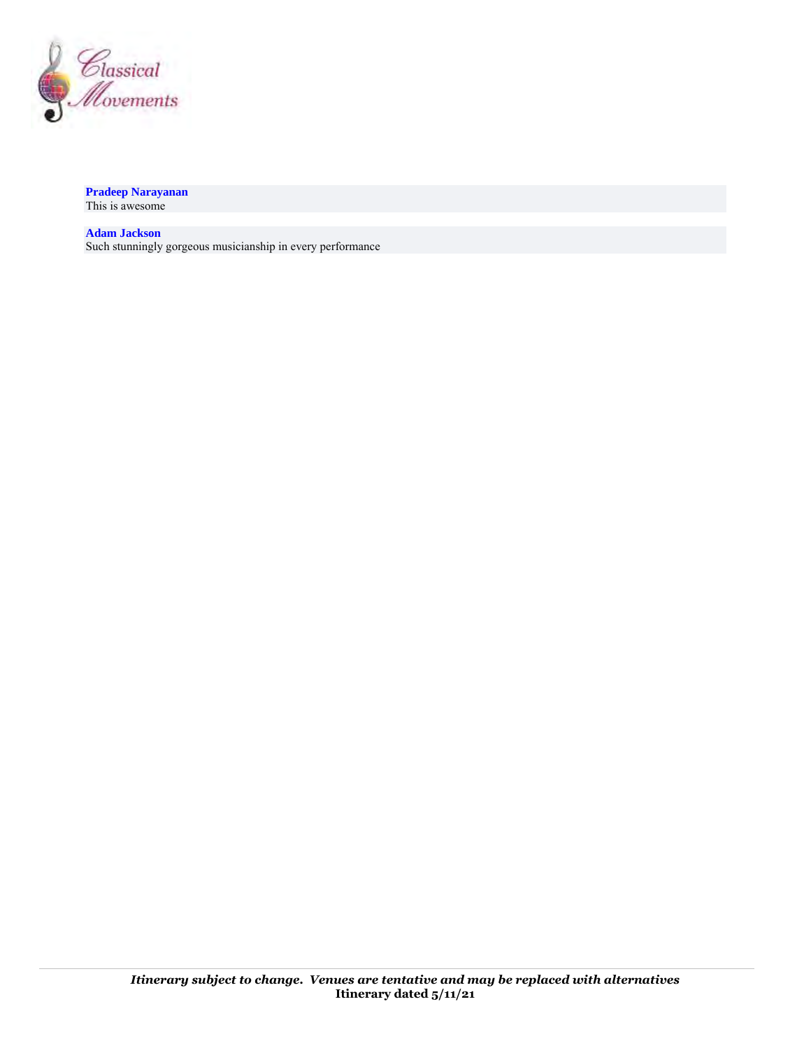**Pradeep Narayanan**
This is awesome

**Adam Jackson**
Such stunningly gorgeous musicianship in every performance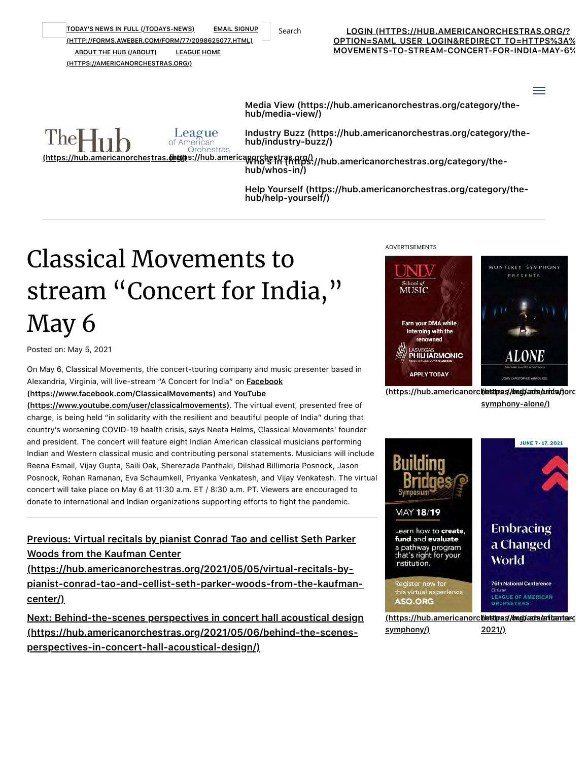TODAY'S NEWS IN FULL (/TODAYS-NEWS) EMAIL SIGNUP (HTTP://FORMS.AWEBER.COM/FORM/77/2098625077.HTML) Search

ABOUT THE HUB (/ABOUT) LEAGUE HOME (HTTPS://AMERICANORCHESTRAS.ORG/)

LOGIN (HTTPS://HUB.AMERICANORCHESTRAS.ORG/?OPTION=SAML_USER_LOGIN&REDIRECT_TO=HTTPS%3A%MOVEMENTS-TO-STREAM-CONCERT-FOR-INDIA-MAY-6%

Media View (https://hub.americanorchestras.org/category/the-hub/media-view/)

Industry Buzz (https://hub.americanorchestras.org/category/the-hub/industry-buzz/)

Who's In (https://hub.americanorchestras.org/category/the-hub/whos-in/)

Help Yourself (https://hub.americanorchestras.org/category/the-hub/help-yourself/)

# Classical Movements to stream "Concert for India," May 6

Posted on: May 5, 2021

On May 6, Classical Movements, the concert-touring company and music presenter based in Alexandria, Virginia, will live-stream "A Concert for India" on **Facebook (https://www.facebook.com/ClassicalMovements)** and **YouTube (https://www.youtube.com/user/classicalmovements)**. The virtual event, presented free of charge, is being held "in solidarity with the resilient and beautiful people of India" during that country's worsening COVID-19 health crisis, says Neeta Helms, Classical Movements' founder and president. The concert will feature eight Indian American classical musicians performing Indian and Western classical music and contributing personal statements. Musicians will include Reena Esmail, Vijay Gupta, Saili Oak, Sherezade Panthaki, Dilshad Billimoria Posnock, Jason Posnock, Rohan Ramanan, Eva Schaumkell, Priyanka Venkatesh, and Vijay Venkatesh. The virtual concert will take place on May 6 at 11:30 a.m. ET / 8:30 a.m. PT. Viewers are encouraged to donate to international and Indian organizations supporting efforts to fight the pandemic.

Previous: Virtual recitals by pianist Conrad Tao and cellist Seth Parker Woods from the Kaufman Center (https://hub.americanorchestras.org/2021/05/05/virtual-recitals-by-pianist-conrad-tao-and-cellist-seth-parker-woods-from-the-kaufman-center/)

Next: Behind-the-scenes perspectives in concert hall acoustical design (https://hub.americanorchestras.org/2021/05/06/behind-the-scenes-perspectives-in-concert-hall-acoustical-design/)

ADVERTISEMENTS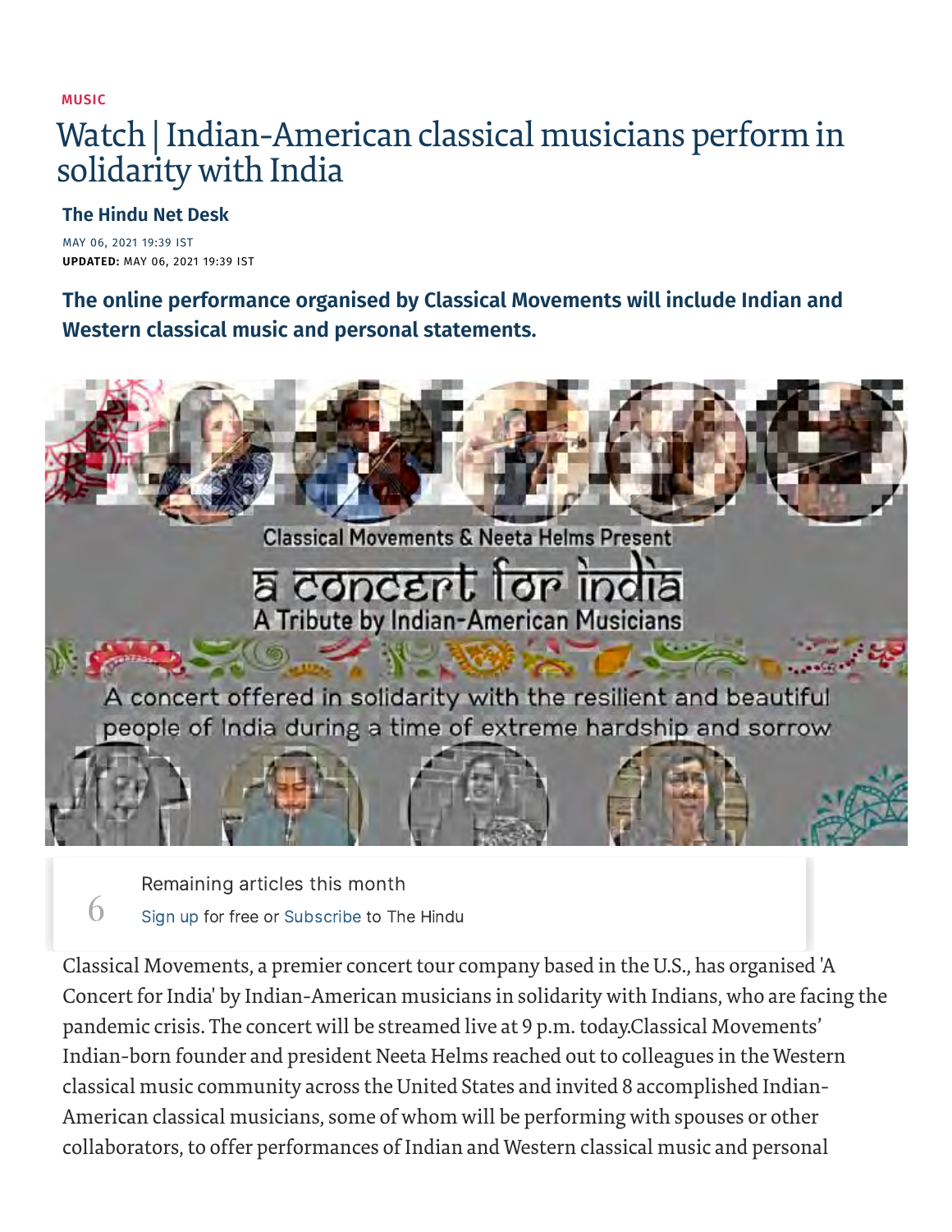MUSIC

# Watch | Indian-American classical musicians perform in solidarity with India

**The Hindu Net Desk**

MAY 06, 2021 19:39 IST
**UPDATED:** MAY 06, 2021 19:39 IST

**The online performance organised by Classical Movements will include Indian and Western classical music and personal statements.**

Classical Movements, a premier concert tour company based in the U.S., has organised 'A Concert for India' by Indian-American musicians in solidarity with Indians, who are facing the pandemic crisis. The concert will be streamed live at 9 p.m. today.Classical Movements' Indian-born founder and president Neeta Helms reached out to colleagues in the Western classical music community across the United States and invited 8 accomplished Indian-American classical musicians, some of whom will be performing with spouses or other collaborators, to offer performances of Indian and Western classical music and personal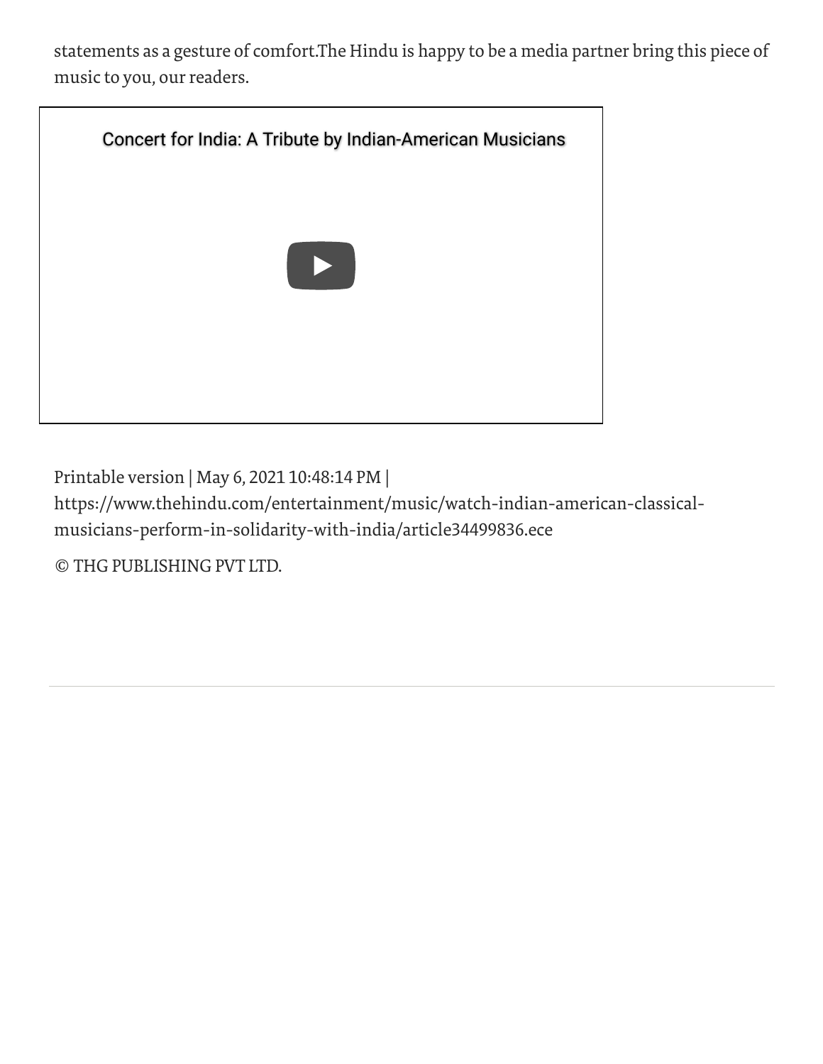statements as a gesture of comfort.The Hindu is happy to be a media partner bring this piece of music to you, our readers.

Concert for India: A Tribute by Indian-American Musicians

Printable version | May 6, 2021 10:48:14 PM | https://www.thehindu.com/entertainment/music/watch-indian-american-classical-musicians-perform-in-solidarity-with-india/article34499836.ece

© THG PUBLISHING PVT LTD.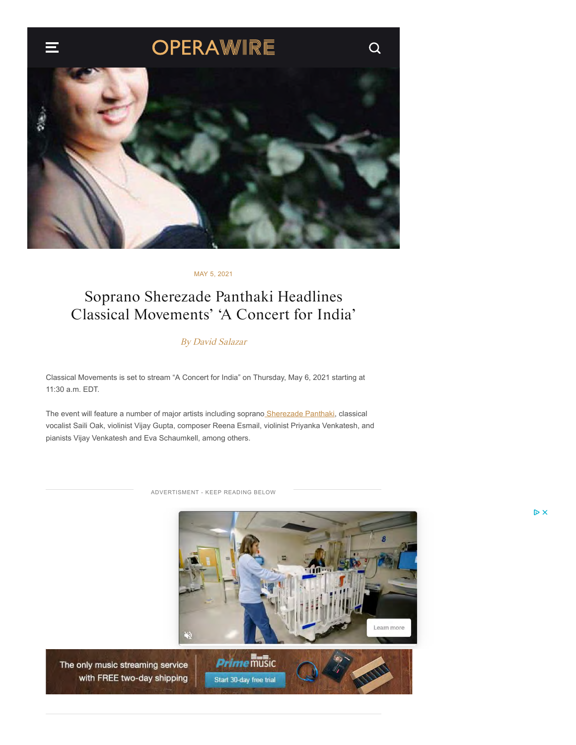MAY 5, 2021

# Soprano Sherezade Panthaki Headlines Classical Movements' 'A Concert for India'

*By David Salazar*

Classical Movements is set to stream "A Concert for India" on Thursday, May 6, 2021 starting at 11:30 a.m. EDT.

The event will feature a number of major artists including soprano Sherezade Panthaki, classical vocalist Saili Oak, violinist Vijay Gupta, composer Reena Esmail, violinist Priyanka Venkatesh, and pianists Vijay Venkatesh and Eva Schaumkell, among others.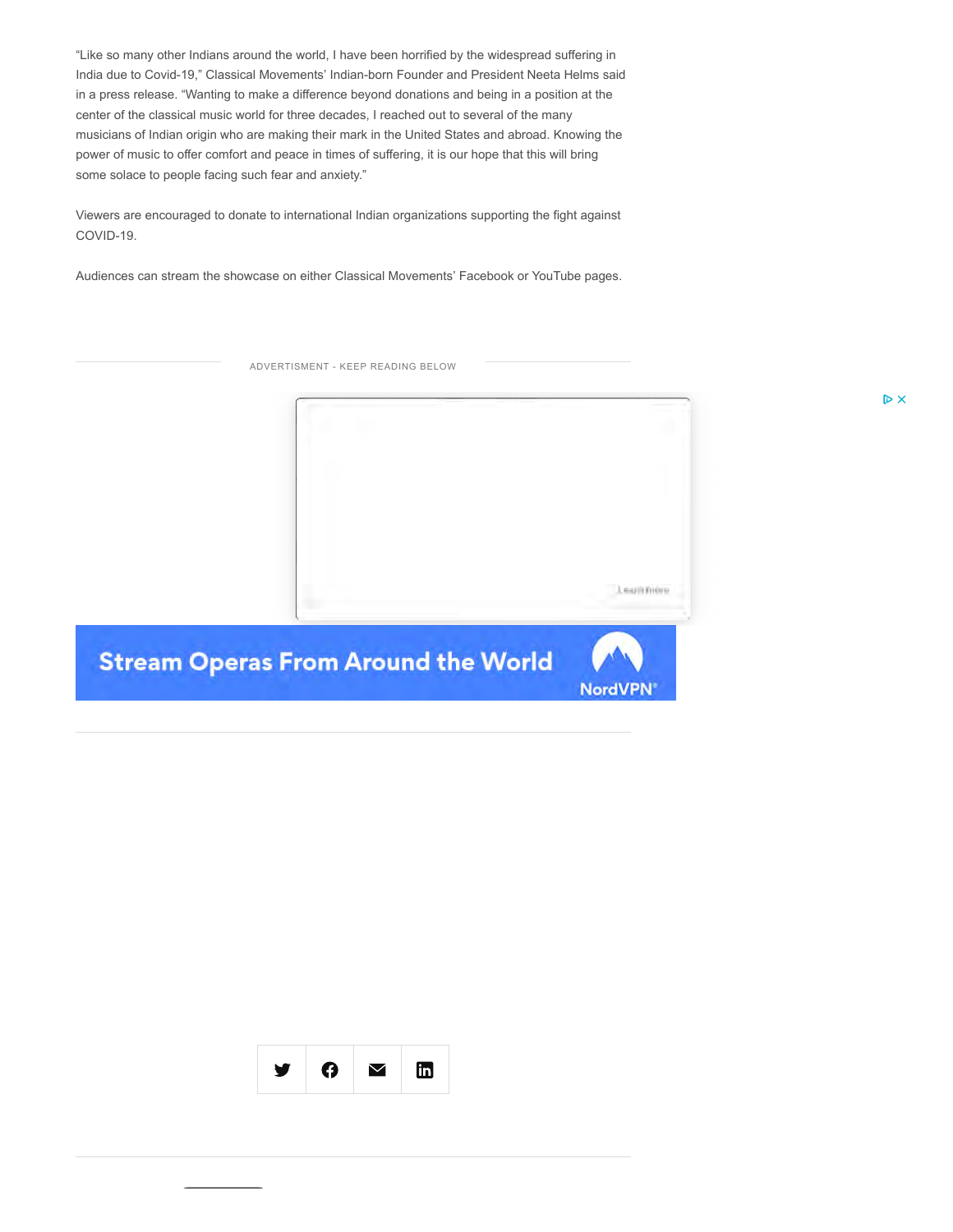"Like so many other Indians around the world, I have been horrified by the widespread suffering in India due to Covid-19," Classical Movements' Indian-born Founder and President Neeta Helms said in a press release. "Wanting to make a difference beyond donations and being in a position at the center of the classical music world for three decades, I reached out to several of the many musicians of Indian origin who are making their mark in the United States and abroad. Knowing the power of music to offer comfort and peace in times of suffering, it is our hope that this will bring some solace to people facing such fear and anxiety."

Viewers are encouraged to donate to international Indian organizations supporting the fight against COVID-19.

Audiences can stream the showcase on either Classical Movements' Facebook or YouTube pages.